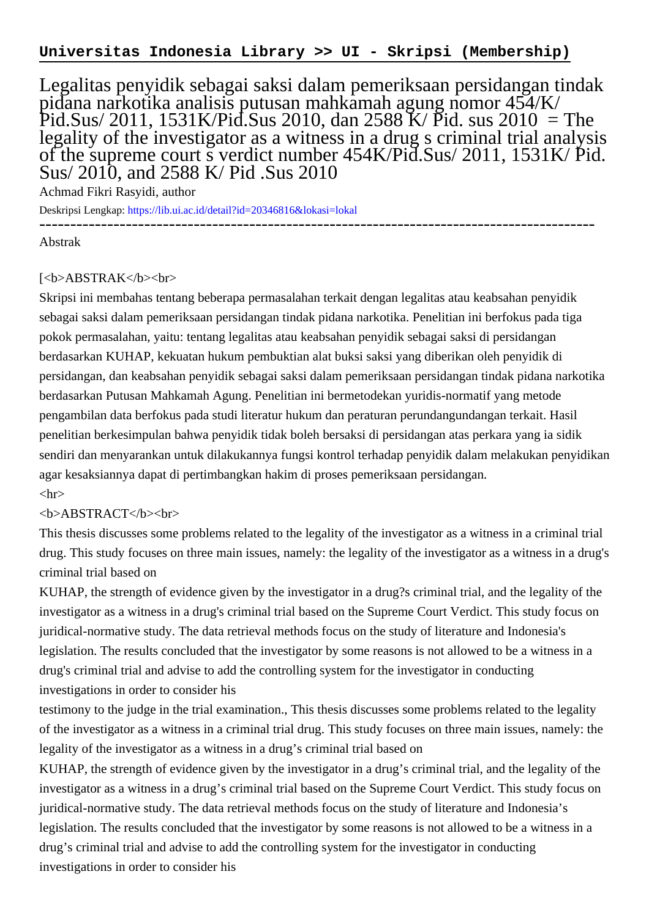**Universitas Indonesia Library >> UI - Skripsi (Membership)**

# Legalitas penyidik sebagai saksi dalam pemeriksaan persidangan tindak pidana narkotika analisis putusan mahkamah agung nomor 454/K/ Pid.Sus/ 2011, 1531K/Pid.Sus 2010, dan 2588 K/ Pid. sus 2010 = The legality of the investigator as a witness in a drug s criminal trial analysis of the supreme court s verdict number 454K/Pid.Sus/ 2011, 1531K/ Pid. Sus/ 2010, and 2588 K/ Pid .Sus 2010

Achmad Fikri Rasyidi, author

Deskripsi Lengkap: https://lib.ui.ac.id/detail?id=20346816&lokasi=lokal

------------------------------------------------------------------------------------------

Abstrak

[<b>ABSTRAK</b><br>

Skripsi ini membahas tentang beberapa permasalahan terkait dengan legalitas atau keabsahan penyidik sebagai saksi dalam pemeriksaan persidangan tindak pidana narkotika. Penelitian ini berfokus pada tiga pokok permasalahan, yaitu: tentang legalitas atau keabsahan penyidik sebagai saksi di persidangan berdasarkan KUHAP, kekuatan hukum pembuktian alat buksi saksi yang diberikan oleh penyidik di persidangan, dan keabsahan penyidik sebagai saksi dalam pemeriksaan persidangan tindak pidana narkotika berdasarkan Putusan Mahkamah Agung. Penelitian ini bermetodekan yuridis-normatif yang metode pengambilan data berfokus pada studi literatur hukum dan peraturan perundangundangan terkait. Hasil penelitian berkesimpulan bahwa penyidik tidak boleh bersaksi di persidangan atas perkara yang ia sidik sendiri dan menyarankan untuk dilakukannya fungsi kontrol terhadap penyidik dalam melakukan penyidikan agar kesaksiannya dapat di pertimbangkan hakim di proses pemeriksaan persidangan.

<hr>

<b>ABSTRACT</b><br>

This thesis discusses some problems related to the legality of the investigator as a witness in a criminal trial drug. This study focuses on three main issues, namely: the legality of the investigator as a witness in a drug's criminal trial based on

KUHAP, the strength of evidence given by the investigator in a drug?s criminal trial, and the legality of the investigator as a witness in a drug's criminal trial based on the Supreme Court Verdict. This study focus on juridical-normative study. The data retrieval methods focus on the study of literature and Indonesia's legislation. The results concluded that the investigator by some reasons is not allowed to be a witness in a drug's criminal trial and advise to add the controlling system for the investigator in conducting investigations in order to consider his

testimony to the judge in the trial examination., This thesis discusses some problems related to the legality of the investigator as a witness in a criminal trial drug. This study focuses on three main issues, namely: the legality of the investigator as a witness in a drug's criminal trial based on

KUHAP, the strength of evidence given by the investigator in a drug's criminal trial, and the legality of the investigator as a witness in a drug's criminal trial based on the Supreme Court Verdict. This study focus on juridical-normative study. The data retrieval methods focus on the study of literature and Indonesia's legislation. The results concluded that the investigator by some reasons is not allowed to be a witness in a drug's criminal trial and advise to add the controlling system for the investigator in conducting investigations in order to consider his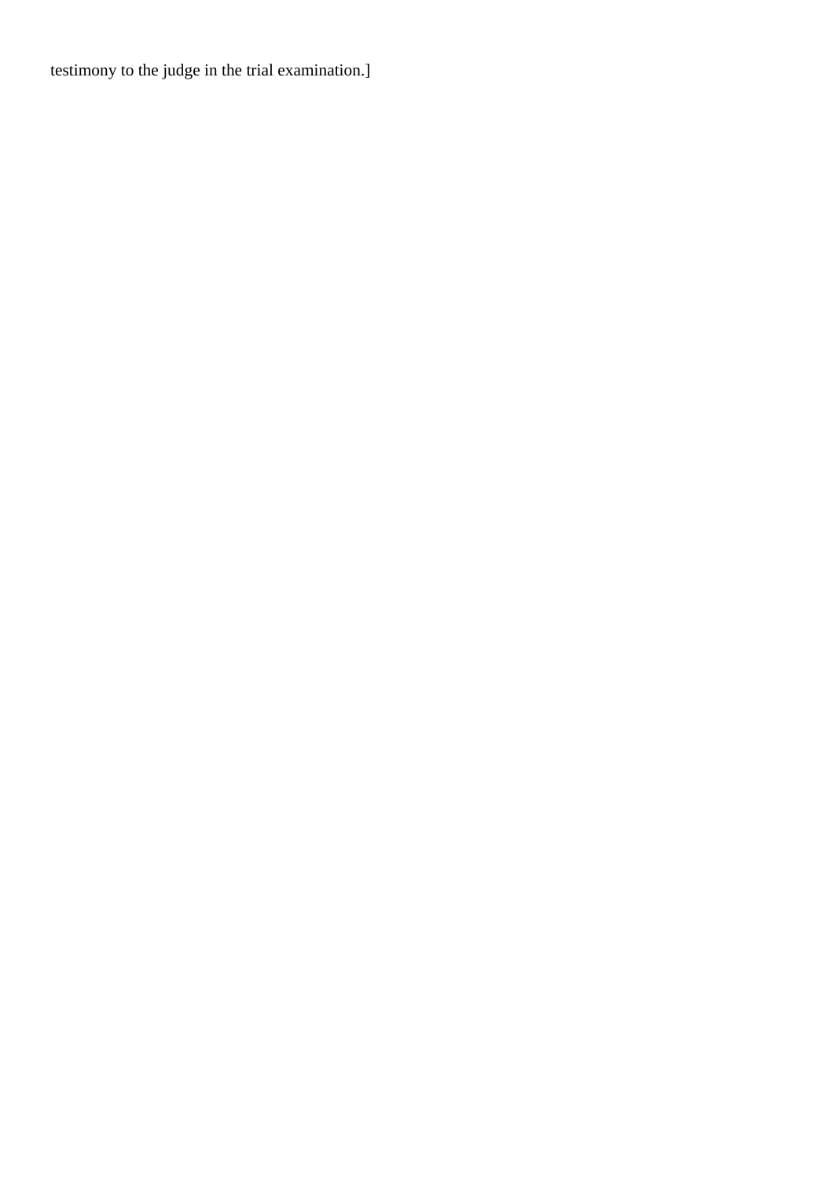testimony to the judge in the trial examination.]